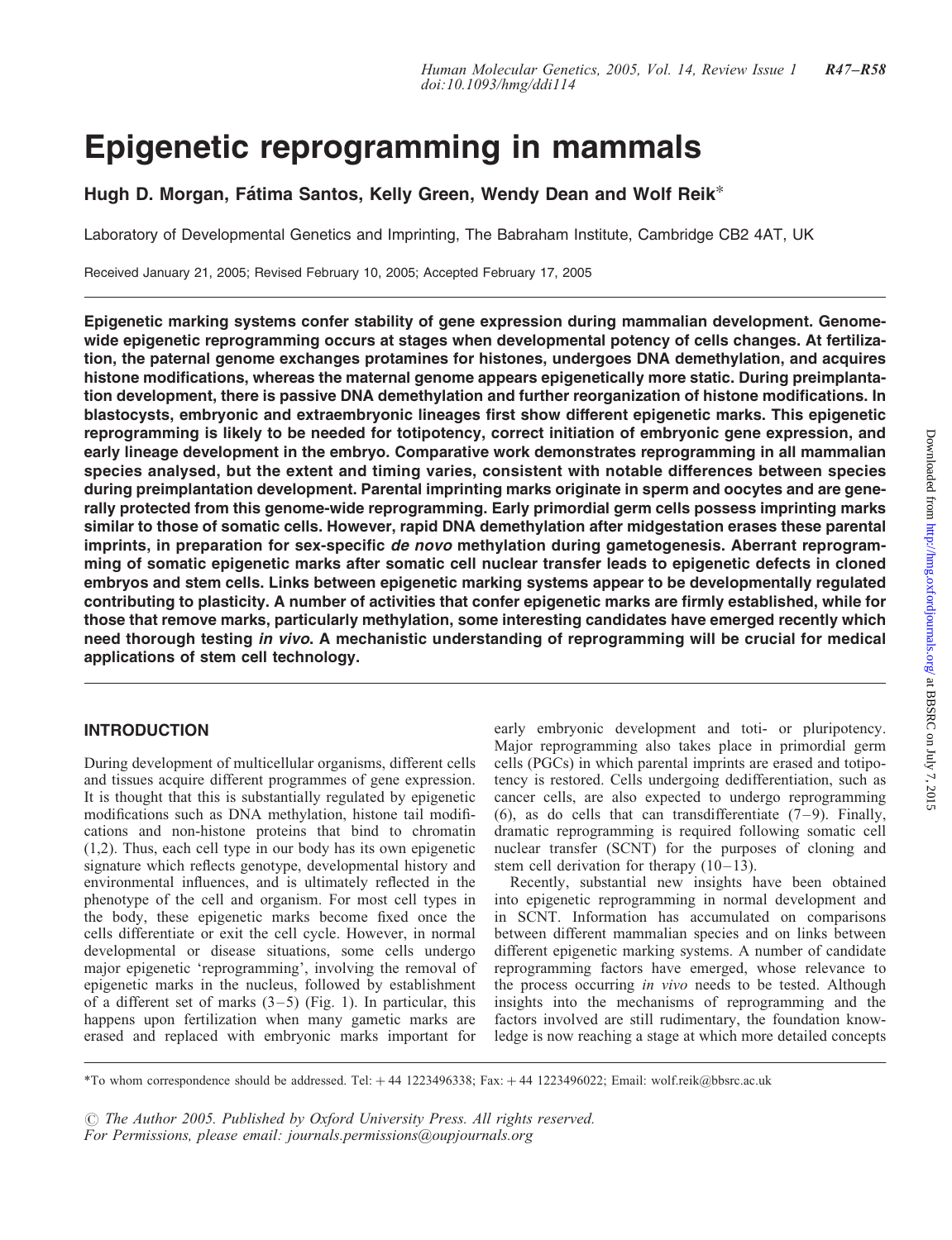# Epigenetic reprogramming in mammals

**Hugh D. Morgan, Fátima Santos, Kelly Green, Wendy Dean and Wolf Reik***

Laboratory of Developmental Genetics and Imprinting, The Babraham Institute, Cambridge CB2 4AT, UK

Received January 21, 2005; Revised February 10, 2005; Accepted February 17, 2005

**Epigenetic marking systems confer stability of gene expression during mammalian development. Genome-wide epigenetic reprogramming occurs at stages when developmental potency of cells changes. At fertilization, the paternal genome exchanges protamines for histones, undergoes DNA demethylation, and acquires histone modifications, whereas the maternal genome appears epigenetically more static. During preimplantation development, there is passive DNA demethylation and further reorganization of histone modifications. In blastocysts, embryonic and extraembryonic lineages first show different epigenetic marks. This epigenetic reprogramming is likely to be needed for totipotency, correct initiation of embryonic gene expression, and early lineage development in the embryo. Comparative work demonstrates reprogramming in all mammalian species analysed, but the extent and timing varies, consistent with notable differences between species during preimplantation development. Parental imprinting marks originate in sperm and oocytes and are generally protected from this genome-wide reprogramming. Early primordial germ cells possess imprinting marks similar to those of somatic cells. However, rapid DNA demethylation after midgestation erases these parental imprints, in preparation for sex-specific *de novo* methylation during gametogenesis. Aberrant reprogramming of somatic epigenetic marks after somatic cell nuclear transfer leads to epigenetic defects in cloned embryos and stem cells. Links between epigenetic marking systems appear to be developmentally regulated contributing to plasticity. A number of activities that confer epigenetic marks are firmly established, while for those that remove marks, particularly methylation, some interesting candidates have emerged recently which need thorough testing *in vivo*. A mechanistic understanding of reprogramming will be crucial for medical applications of stem cell technology.**

## INTRODUCTION

During development of multicellular organisms, different cells and tissues acquire different programmes of gene expression. It is thought that this is substantially regulated by epigenetic modifications such as DNA methylation, histone tail modifications and non-histone proteins that bind to chromatin (1,2). Thus, each cell type in our body has its own epigenetic signature which reflects genotype, developmental history and environmental influences, and is ultimately reflected in the phenotype of the cell and organism. For most cell types in the body, these epigenetic marks become fixed once the cells differentiate or exit the cell cycle. However, in normal developmental or disease situations, some cells undergo major epigenetic 'reprogramming', involving the removal of epigenetic marks in the nucleus, followed by establishment of a different set of marks (3–5) (Fig. 1). In particular, this happens upon fertilization when many gametic marks are erased and replaced with embryonic marks important for early embryonic development and toti- or pluripotency. Major reprogramming also takes place in primordial germ cells (PGCs) in which parental imprints are erased and totipotency is restored. Cells undergoing dedifferentiation, such as cancer cells, are also expected to undergo reprogramming (6), as do cells that can transdifferentiate (7–9). Finally, dramatic reprogramming is required following somatic cell nuclear transfer (SCNT) for the purposes of cloning and stem cell derivation for therapy (10–13).

Recently, substantial new insights have been obtained into epigenetic reprogramming in normal development and in SCNT. Information has accumulated on comparisons between different mammalian species and on links between different epigenetic marking systems. A number of candidate reprogramming factors have emerged, whose relevance to the process occurring *in vivo* needs to be tested. Although insights into the mechanisms of reprogramming and the factors involved are still rudimentary, the foundation knowledge is now reaching a stage at which more detailed concepts

*To whom correspondence should be addressed. Tel: + 44 1223496338; Fax: + 44 1223496022; Email: wolf.reik@bbsrc.ac.uk

© The Author 2005. Published by Oxford University Press. All rights reserved.
For Permissions, please email: journals.permissions@oupjournals.org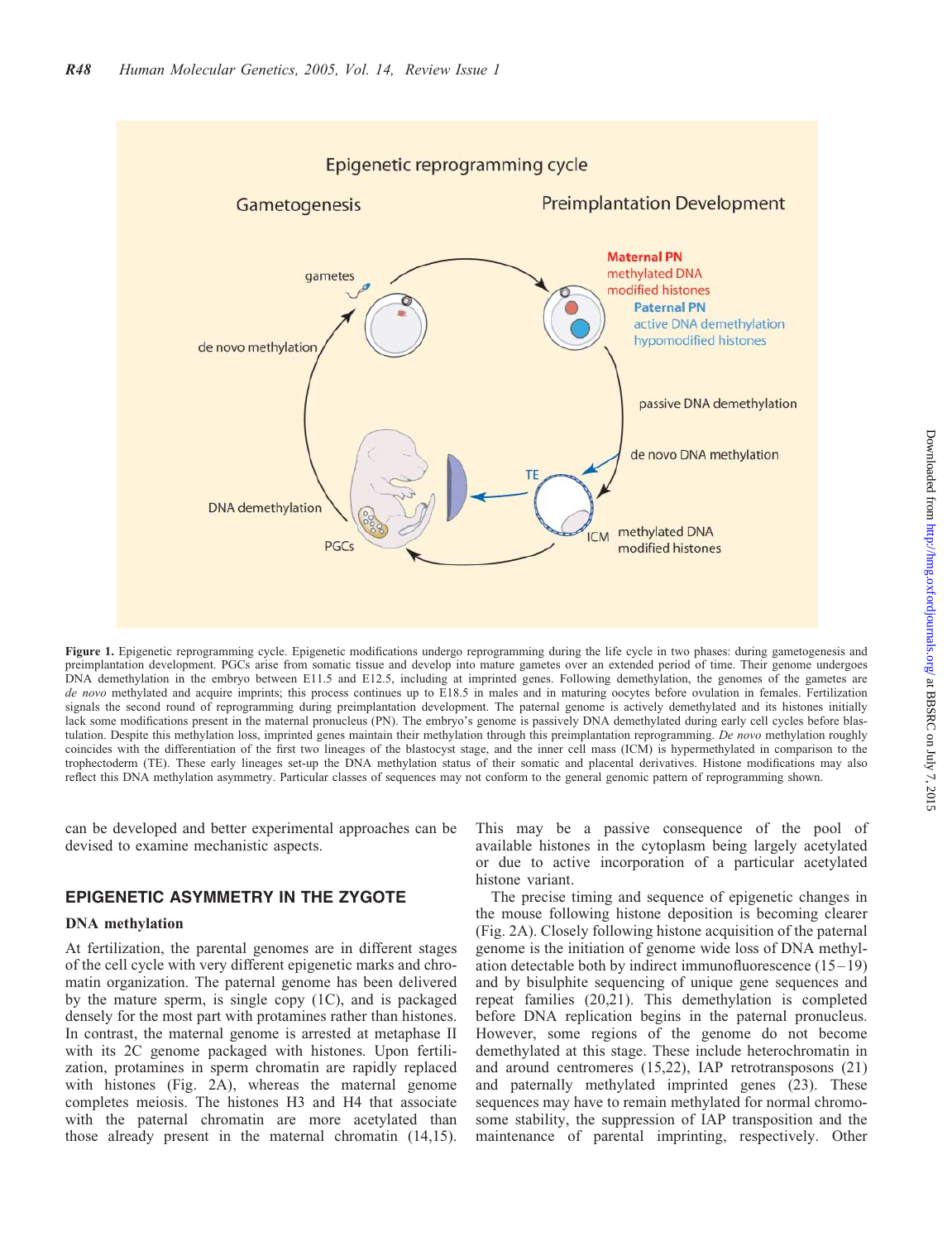**Figure 1.** Epigenetic reprogramming cycle. Epigenetic modifications undergo reprogramming during the life cycle in two phases: during gametogenesis and preimplantation development. PGCs arise from somatic tissue and develop into mature gametes over an extended period of time. Their genome undergoes DNA demethylation in the embryo between E11.5 and E12.5, including at imprinted genes. Following demethylation, the genomes of the gametes are *de novo* methylated and acquire imprints; this process continues up to E18.5 in males and in maturing oocytes before ovulation in females. Fertilization signals the second round of reprogramming during preimplantation development. The paternal genome is actively demethylated and its histones initially lack some modifications present in the maternal pronucleus (PN). The embryo's genome is passively DNA demethylated during early cell cycles before blastulation. Despite this methylation loss, imprinted genes maintain their methylation through this preimplantation reprogramming. *De novo* methylation roughly coincides with the differentiation of the first two lineages of the blastocyst stage, and the inner cell mass (ICM) is hypermethylated in comparison to the trophectoderm (TE). These early lineages set-up the DNA methylation status of their somatic and placental derivatives. Histone modifications may also reflect this DNA methylation asymmetry. Particular classes of sequences may not conform to the general genomic pattern of reprogramming shown.

can be developed and better experimental approaches can be devised to examine mechanistic aspects.

## EPIGENETIC ASYMMETRY IN THE ZYGOTE

### DNA methylation

At fertilization, the parental genomes are in different stages of the cell cycle with very different epigenetic marks and chromatin organization. The paternal genome has been delivered by the mature sperm, is single copy (1C), and is packaged densely for the most part with protamines rather than histones. In contrast, the maternal genome is arrested at metaphase II with its 2C genome packaged with histones. Upon fertilization, protamines in sperm chromatin are rapidly replaced with histones (Fig. 2A), whereas the maternal genome completes meiosis. The histones H3 and H4 that associate with the paternal chromatin are more acetylated than those already present in the maternal chromatin (14,15). This may be a passive consequence of the pool of available histones in the cytoplasm being largely acetylated or due to active incorporation of a particular acetylated histone variant.

The precise timing and sequence of epigenetic changes in the mouse following histone deposition is becoming clearer (Fig. 2A). Closely following histone acquisition of the paternal genome is the initiation of genome wide loss of DNA methylation detectable both by indirect immunofluorescence (15–19) and by bisulphite sequencing of unique gene sequences and repeat families (20,21). This demethylation is completed before DNA replication begins in the paternal pronucleus. However, some regions of the genome do not become demethylated at this stage. These include heterochromatin in and around centromeres (15,22), IAP retrotransposons (21) and paternally methylated imprinted genes (23). These sequences may have to remain methylated for normal chromosome stability, the suppression of IAP transposition and the maintenance of parental imprinting, respectively. Other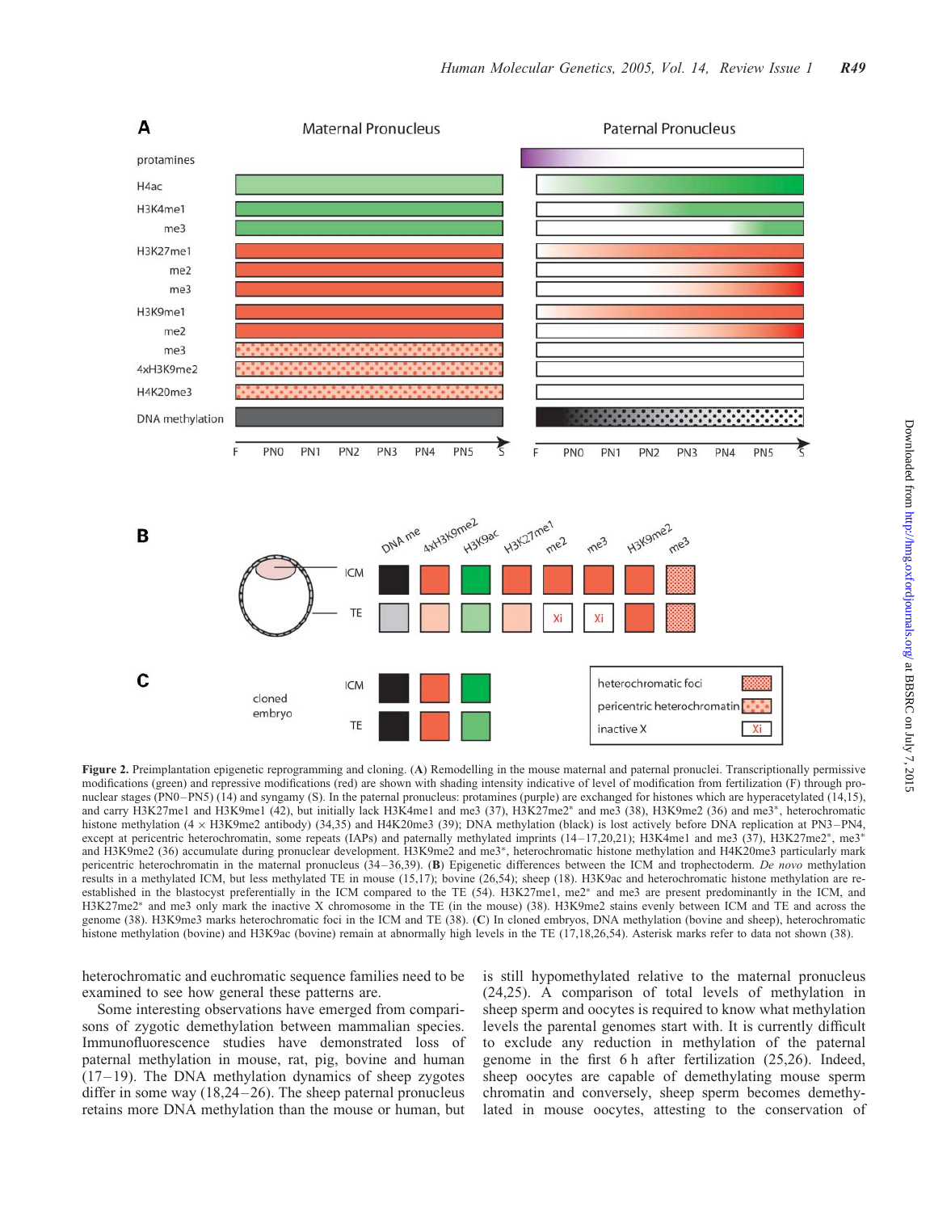**Figure 2.** Preimplantation epigenetic reprogramming and cloning. (**A**) Remodelling in the mouse maternal and paternal pronuclei. Transcriptionally permissive modifications (green) and repressive modifications (red) are shown with shading intensity indicative of level of modification from fertilization (F) through pronuclear stages (PN0–PN5) (14) and syngamy (S). In the paternal pronucleus: protamines (purple) are exchanged for histones which are hyperacetylated (14,15), and carry H3K27me1 and H3K9me1 (42), but initially lack H3K4me1 and me3 (37), H3K27me2* and me3 (38), H3K9me2 (36) and me3*, heterochromatic histone methylation (4 × H3K9me2 antibody) (34,35) and H4K20me3 (39); DNA methylation (black) is lost actively before DNA replication at PN3–PN4, except at pericentric heterochromatin, some repeats (IAPs) and paternally methylated imprints (14–17,20,21); H3K4me1 and me3 (37), H3K27me2*, me3* and H3K9me2 (36) accumulate during pronuclear development. H3K9me2 and me3*, heterochromatic histone methylation and H4K20me3 particularly mark pericentric heterochromatin in the maternal pronucleus (34–36,39). (**B**) Epigenetic differences between the ICM and trophectoderm. *De novo* methylation results in a methylated ICM, but less methylated TE in mouse (15,17); bovine (26,54); sheep (18). H3K9ac and heterochromatic histone methylation are re-established in the blastocyst preferentially in the ICM compared to the TE (54). H3K27me1, me2* and me3 are present predominantly in the ICM, and H3K27me2* and me3 only mark the inactive X chromosome in the TE (in the mouse) (38). H3K9me2 stains evenly between ICM and TE and across the genome (38). H3K9me3 marks heterochromatic foci in the ICM and TE (38). (**C**) In cloned embryos, DNA methylation (bovine and sheep), heterochromatic histone methylation (bovine) and H3K9ac (bovine) remain at abnormally high levels in the TE (17,18,26,54). Asterisk marks refer to data not shown (38).

heterochromatic and euchromatic sequence families need to be examined to see how general these patterns are.

Some interesting observations have emerged from comparisons of zygotic demethylation between mammalian species. Immunofluorescence studies have demonstrated loss of paternal methylation in mouse, rat, pig, bovine and human (17–19). The DNA methylation dynamics of sheep zygotes differ in some way (18,24–26). The sheep paternal pronucleus retains more DNA methylation than the mouse or human, but is still hypomethylated relative to the maternal pronucleus (24,25). A comparison of total levels of methylation in sheep sperm and oocytes is required to know what methylation levels the parental genomes start with. It is currently difficult to exclude any reduction in methylation of the paternal genome in the first 6 h after fertilization (25,26). Indeed, sheep oocytes are capable of demethylating mouse sperm chromatin and conversely, sheep sperm becomes demethylated in mouse oocytes, attesting to the conservation of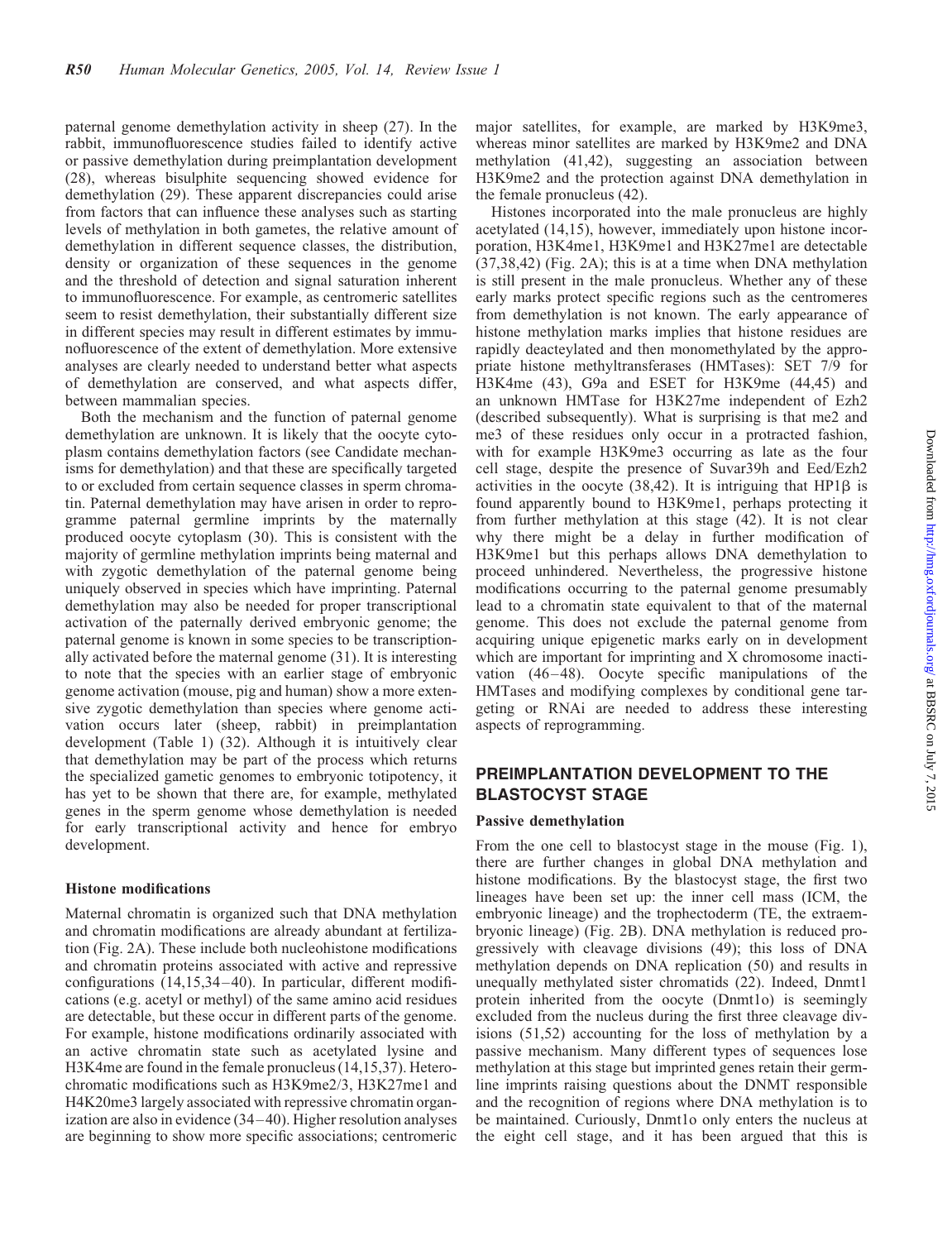paternal genome demethylation activity in sheep (27). In the rabbit, immunofluorescence studies failed to identify active or passive demethylation during preimplantation development (28), whereas bisulphite sequencing showed evidence for demethylation (29). These apparent discrepancies could arise from factors that can influence these analyses such as starting levels of methylation in both gametes, the relative amount of demethylation in different sequence classes, the distribution, density or organization of these sequences in the genome and the threshold of detection and signal saturation inherent to immunofluorescence. For example, as centromeric satellites seem to resist demethylation, their substantially different size in different species may result in different estimates by immunofluorescence of the extent of demethylation. More extensive analyses are clearly needed to understand better what aspects of demethylation are conserved, and what aspects differ, between mammalian species.

Both the mechanism and the function of paternal genome demethylation are unknown. It is likely that the oocyte cytoplasm contains demethylation factors (see Candidate mechanisms for demethylation) and that these are specifically targeted to or excluded from certain sequence classes in sperm chromatin. Paternal demethylation may have arisen in order to reprogramme paternal germline imprints by the maternally produced oocyte cytoplasm (30). This is consistent with the majority of germline methylation imprints being maternal and with zygotic demethylation of the paternal genome being uniquely observed in species which have imprinting. Paternal demethylation may also be needed for proper transcriptional activation of the paternally derived embryonic genome; the paternal genome is known in some species to be transcriptionally activated before the maternal genome (31). It is interesting to note that the species with an earlier stage of embryonic genome activation (mouse, pig and human) show a more extensive zygotic demethylation than species where genome activation occurs later (sheep, rabbit) in preimplantation development (Table 1) (32). Although it is intuitively clear that demethylation may be part of the process which returns the specialized gametic genomes to embryonic totipotency, it has yet to be shown that there are, for example, methylated genes in the sperm genome whose demethylation is needed for early transcriptional activity and hence for embryo development.

### Histone modifications

Maternal chromatin is organized such that DNA methylation and chromatin modifications are already abundant at fertilization (Fig. 2A). These include both nucleohistone modifications and chromatin proteins associated with active and repressive configurations (14,15,34–40). In particular, different modifications (e.g. acetyl or methyl) of the same amino acid residues are detectable, but these occur in different parts of the genome. For example, histone modifications ordinarily associated with an active chromatin state such as acetylated lysine and H3K4me are found in the female pronucleus (14,15,37). Heterochromatic modifications such as H3K9me2/3, H3K27me1 and H4K20me3 largely associated with repressive chromatin organization are also in evidence (34–40). Higher resolution analyses are beginning to show more specific associations; centromeric major satellites, for example, are marked by H3K9me3, whereas minor satellites are marked by H3K9me2 and DNA methylation (41,42), suggesting an association between H3K9me2 and the protection against DNA demethylation in the female pronucleus (42).

Histones incorporated into the male pronucleus are highly acetylated (14,15), however, immediately upon histone incorporation, H3K4me1, H3K9me1 and H3K27me1 are detectable (37,38,42) (Fig. 2A); this is at a time when DNA methylation is still present in the male pronucleus. Whether any of these early marks protect specific regions such as the centromeres from demethylation is not known. The early appearance of histone methylation marks implies that histone residues are rapidly deacetylated and then monomethylated by the appropriate histone methyltransferases (HMTases): SET 7/9 for H3K4me (43), G9a and ESET for H3K9me (44,45) and an unknown HMTase for H3K27me independent of Ezh2 (described subsequently). What is surprising is that me2 and me3 of these residues only occur in a protracted fashion, with for example H3K9me3 occurring as late as the four cell stage, despite the presence of Suvar39h and Eed/Ezh2 activities in the oocyte (38,42). It is intriguing that HP1β is found apparently bound to H3K9me1, perhaps protecting it from further methylation at this stage (42). It is not clear why there might be a delay in further modification of H3K9me1 but this perhaps allows DNA demethylation to proceed unhindered. Nevertheless, the progressive histone modifications occurring to the paternal genome presumably lead to a chromatin state equivalent to that of the maternal genome. This does not exclude the paternal genome from acquiring unique epigenetic marks early on in development which are important for imprinting and X chromosome inactivation (46–48). Oocyte specific manipulations of the HMTases and modifying complexes by conditional gene targeting or RNAi are needed to address these interesting aspects of reprogramming.

## PREIMPLANTATION DEVELOPMENT TO THE BLASTOCYST STAGE

### Passive demethylation

From the one cell to blastocyst stage in the mouse (Fig. 1), there are further changes in global DNA methylation and histone modifications. By the blastocyst stage, the first two lineages have been set up: the inner cell mass (ICM, the embryonic lineage) and the trophectoderm (TE, the extraembryonic lineage) (Fig. 2B). DNA methylation is reduced progressively with cleavage divisions (49); this loss of DNA methylation depends on DNA replication (50) and results in unequally methylated sister chromatids (22). Indeed, Dnmt1 protein inherited from the oocyte (Dnmt1o) is seemingly excluded from the nucleus during the first three cleavage divisions (51,52) accounting for the loss of methylation by a passive mechanism. Many different types of sequences lose methylation at this stage but imprinted genes retain their germline imprints raising questions about the DNMT responsible and the recognition of regions where DNA methylation is to be maintained. Curiously, Dnmt1o only enters the nucleus at the eight cell stage, and it has been argued that this is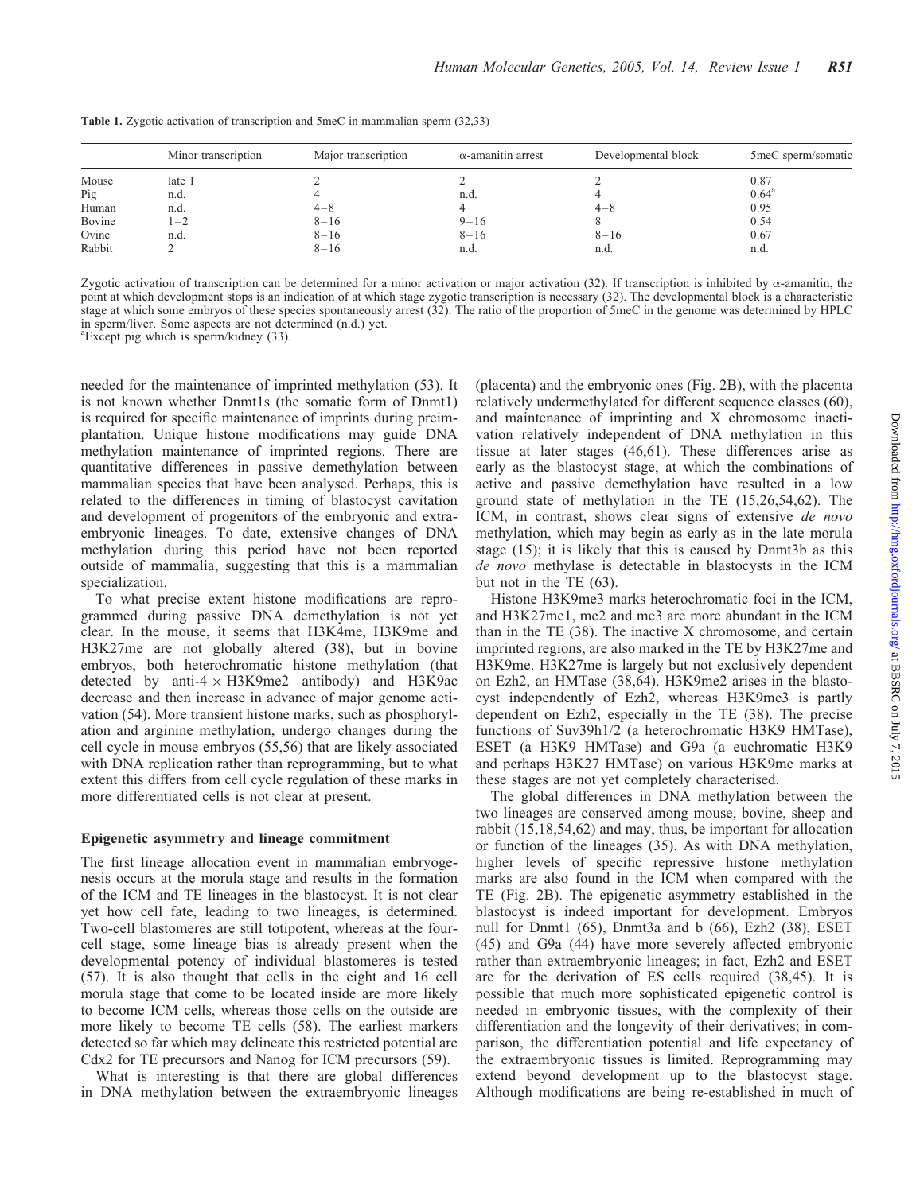**Table 1.** Zygotic activation of transcription and 5meC in mammalian sperm (32,33)

| | Minor transcription | Major transcription | α-amanitin arrest | Developmental block | 5meC sperm/somatic |
|---|---|---|---|---|---|
| Mouse | late 1 | 2 | 2 | 2 | 0.87 |
| Pig | n.d. | 4 | n.d. | 4 | 0.64[a] |
| Human | n.d. | 4–8 | 4 | 4–8 | 0.95 |
| Bovine | 1–2 | 8–16 | 9–16 | 8 | 0.54 |
| Ovine | n.d. | 8–16 | 8–16 | 8–16 | 0.67 |
| Rabbit | 2 | 8–16 | n.d. | n.d. | n.d. |

Zygotic activation of transcription can be determined for a minor activation or major activation (32). If transcription is inhibited by α-amanitin, the point at which development stops is an indication of at which stage zygotic transcription is necessary (32). The developmental block is a characteristic stage at which some embryos of these species spontaneously arrest (32). The ratio of the proportion of 5meC in the genome was determined by HPLC in sperm/liver. Some aspects are not determined (n.d.) yet.
[a]Except pig which is sperm/kidney (33).

needed for the maintenance of imprinted methylation (53). It is not known whether Dnmt1s (the somatic form of Dnmt1) is required for specific maintenance of imprints during preimplantation. Unique histone modifications may guide DNA methylation maintenance of imprinted regions. There are quantitative differences in passive demethylation between mammalian species that have been analysed. Perhaps, this is related to the differences in timing of blastocyst cavitation and development of progenitors of the embryonic and extraembryonic lineages. To date, extensive changes of DNA methylation during this period have not been reported outside of mammalia, suggesting that this is a mammalian specialization.

To what precise extent histone modifications are reprogrammed during passive DNA demethylation is not yet clear. In the mouse, it seems that H3K4me, H3K9me and H3K27me are not globally altered (38), but in bovine embryos, both heterochromatic histone methylation (that detected by anti-4 × H3K9me2 antibody) and H3K9ac decrease and then increase in advance of major genome activation (54). More transient histone marks, such as phosphorylation and arginine methylation, undergo changes during the cell cycle in mouse embryos (55,56) that are likely associated with DNA replication rather than reprogramming, but to what extent this differs from cell cycle regulation of these marks in more differentiated cells is not clear at present.

## Epigenetic asymmetry and lineage commitment

The first lineage allocation event in mammalian embryogenesis occurs at the morula stage and results in the formation of the ICM and TE lineages in the blastocyst. It is not clear yet how cell fate, leading to two lineages, is determined. Two-cell blastomeres are still totipotent, whereas at the four-cell stage, some lineage bias is already present when the developmental potency of individual blastomeres is tested (57). It is also thought that cells in the eight and 16 cell morula stage that come to be located inside are more likely to become ICM cells, whereas those cells on the outside are more likely to become TE cells (58). The earliest markers detected so far which may delineate this restricted potential are Cdx2 for TE precursors and Nanog for ICM precursors (59).

What is interesting is that there are global differences in DNA methylation between the extraembryonic lineages (placenta) and the embryonic ones (Fig. 2B), with the placenta relatively undermethylated for different sequence classes (60), and maintenance of imprinting and X chromosome inactivation relatively independent of DNA methylation in this tissue at later stages (46,61). These differences arise as early as the blastocyst stage, at which the combinations of active and passive demethylation have resulted in a low ground state of methylation in the TE (15,26,54,62). The ICM, in contrast, shows clear signs of extensive *de novo* methylation, which may begin as early as in the late morula stage (15); it is likely that this is caused by Dnmt3b as this *de novo* methylase is detectable in blastocysts in the ICM but not in the TE (63).

Histone H3K9me3 marks heterochromatic foci in the ICM, and H3K27me1, me2 and me3 are more abundant in the ICM than in the TE (38). The inactive X chromosome, and certain imprinted regions, are also marked in the TE by H3K27me and H3K9me. H3K27me is largely but not exclusively dependent on Ezh2, an HMTase (38,64). H3K9me2 arises in the blastocyst independently of Ezh2, whereas H3K9me3 is partly dependent on Ezh2, especially in the TE (38). The precise functions of Suv39h1/2 (a heterochromatic H3K9 HMTase), ESET (a H3K9 HMTase) and G9a (a euchromatic H3K9 and perhaps H3K27 HMTase) on various H3K9me marks at these stages are not yet completely characterised.

The global differences in DNA methylation between the two lineages are conserved among mouse, bovine, sheep and rabbit (15,18,54,62) and may, thus, be important for allocation or function of the lineages (35). As with DNA methylation, higher levels of specific repressive histone methylation marks are also found in the ICM when compared with the TE (Fig. 2B). The epigenetic asymmetry established in the blastocyst is indeed important for development. Embryos null for Dnmt1 (65), Dnmt3a and b (66), Ezh2 (38), ESET (45) and G9a (44) have more severely affected embryonic rather than extraembryonic lineages; in fact, Ezh2 and ESET are for the derivation of ES cells required (38,45). It is possible that much more sophisticated epigenetic control is needed in embryonic tissues, with the complexity of their differentiation and the longevity of their derivatives; in comparison, the differentiation potential and life expectancy of the extraembryonic tissues is limited. Reprogramming may extend beyond development up to the blastocyst stage. Although modifications are being re-established in much of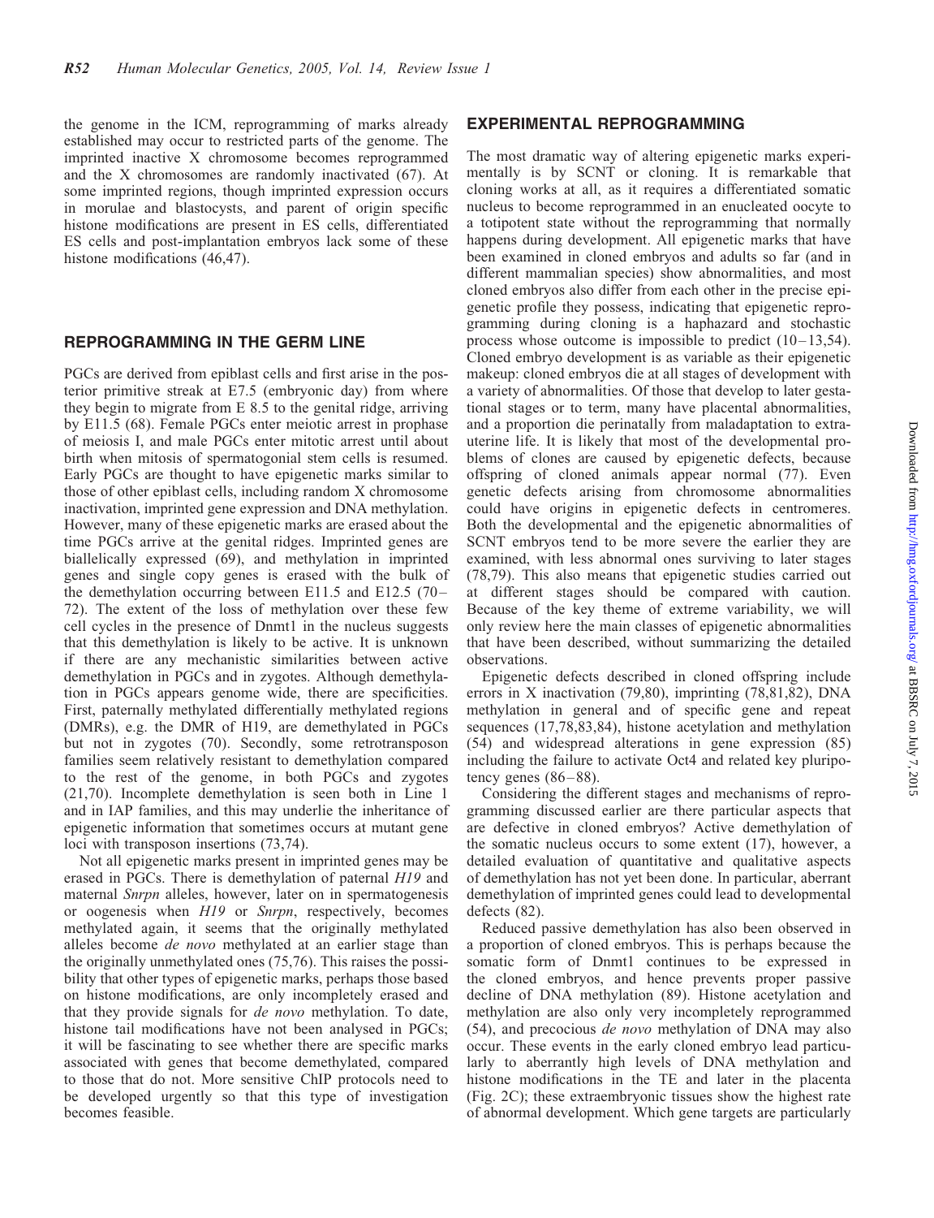the genome in the ICM, reprogramming of marks already established may occur to restricted parts of the genome. The imprinted inactive X chromosome becomes reprogrammed and the X chromosomes are randomly inactivated (67). At some imprinted regions, though imprinted expression occurs in morulae and blastocysts, and parent of origin specific histone modifications are present in ES cells, differentiated ES cells and post-implantation embryos lack some of these histone modifications (46,47).

## REPROGRAMMING IN THE GERM LINE

PGCs are derived from epiblast cells and first arise in the posterior primitive streak at E7.5 (embryonic day) from where they begin to migrate from E 8.5 to the genital ridge, arriving by E11.5 (68). Female PGCs enter meiotic arrest in prophase of meiosis I, and male PGCs enter mitotic arrest until about birth when mitosis of spermatogonial stem cells is resumed. Early PGCs are thought to have epigenetic marks similar to those of other epiblast cells, including random X chromosome inactivation, imprinted gene expression and DNA methylation. However, many of these epigenetic marks are erased about the time PGCs arrive at the genital ridges. Imprinted genes are biallelically expressed (69), and methylation in imprinted genes and single copy genes is erased with the bulk of the demethylation occurring between E11.5 and E12.5 (70–72). The extent of the loss of methylation over these few cell cycles in the presence of Dnmt1 in the nucleus suggests that this demethylation is likely to be active. It is unknown if there are any mechanistic similarities between active demethylation in PGCs and in zygotes. Although demethylation in PGCs appears genome wide, there are specificities. First, paternally methylated differentially methylated regions (DMRs), e.g. the DMR of H19, are demethylated in PGCs but not in zygotes (70). Secondly, some retrotransposon families seem relatively resistant to demethylation compared to the rest of the genome, in both PGCs and zygotes (21,70). Incomplete demethylation is seen both in Line 1 and in IAP families, and this may underlie the inheritance of epigenetic information that sometimes occurs at mutant gene loci with transposon insertions (73,74).

Not all epigenetic marks present in imprinted genes may be erased in PGCs. There is demethylation of paternal *H19* and maternal *Snrpn* alleles, however, later on in spermatogenesis or oogenesis when *H19* or *Snrpn*, respectively, becomes methylated again, it seems that the originally methylated alleles become *de novo* methylated at an earlier stage than the originally unmethylated ones (75,76). This raises the possibility that other types of epigenetic marks, perhaps those based on histone modifications, are only incompletely erased and that they provide signals for *de novo* methylation. To date, histone tail modifications have not been analysed in PGCs; it will be fascinating to see whether there are specific marks associated with genes that become demethylated, compared to those that do not. More sensitive ChIP protocols need to be developed urgently so that this type of investigation becomes feasible.

## EXPERIMENTAL REPROGRAMMING

The most dramatic way of altering epigenetic marks experimentally is by SCNT or cloning. It is remarkable that cloning works at all, as it requires a differentiated somatic nucleus to become reprogrammed in an enucleated oocyte to a totipotent state without the reprogramming that normally happens during development. All epigenetic marks that have been examined in cloned embryos and adults so far (and in different mammalian species) show abnormalities, and most cloned embryos also differ from each other in the precise epigenetic profile they possess, indicating that epigenetic reprogramming during cloning is a haphazard and stochastic process whose outcome is impossible to predict (10–13,54). Cloned embryo development is as variable as their epigenetic makeup: cloned embryos die at all stages of development with a variety of abnormalities. Of those that develop to later gestational stages or to term, many have placental abnormalities, and a proportion die perinatally from maladaptation to extra-uterine life. It is likely that most of the developmental problems of clones are caused by epigenetic defects, because offspring of cloned animals appear normal (77). Even genetic defects arising from chromosome abnormalities could have origins in epigenetic defects in centromeres. Both the developmental and the epigenetic abnormalities of SCNT embryos tend to be more severe the earlier they are examined, with less abnormal ones surviving to later stages (78,79). This also means that epigenetic studies carried out at different stages should be compared with caution. Because of the key theme of extreme variability, we will only review here the main classes of epigenetic abnormalities that have been described, without summarizing the detailed observations.

Epigenetic defects described in cloned offspring include errors in X inactivation (79,80), imprinting (78,81,82), DNA methylation in general and of specific gene and repeat sequences (17,78,83,84), histone acetylation and methylation (54) and widespread alterations in gene expression (85) including the failure to activate Oct4 and related key pluripotency genes (86–88).

Considering the different stages and mechanisms of reprogramming discussed earlier are there particular aspects that are defective in cloned embryos? Active demethylation of the somatic nucleus occurs to some extent (17), however, a detailed evaluation of quantitative and qualitative aspects of demethylation has not yet been done. In particular, aberrant demethylation of imprinted genes could lead to developmental defects (82).

Reduced passive demethylation has also been observed in a proportion of cloned embryos. This is perhaps because the somatic form of Dnmt1 continues to be expressed in the cloned embryos, and hence prevents proper passive decline of DNA methylation (89). Histone acetylation and methylation are also only very incompletely reprogrammed (54), and precocious *de novo* methylation of DNA may also occur. These events in the early cloned embryo lead particularly to aberrantly high levels of DNA methylation and histone modifications in the TE and later in the placenta (Fig. 2C); these extraembryonic tissues show the highest rate of abnormal development. Which gene targets are particularly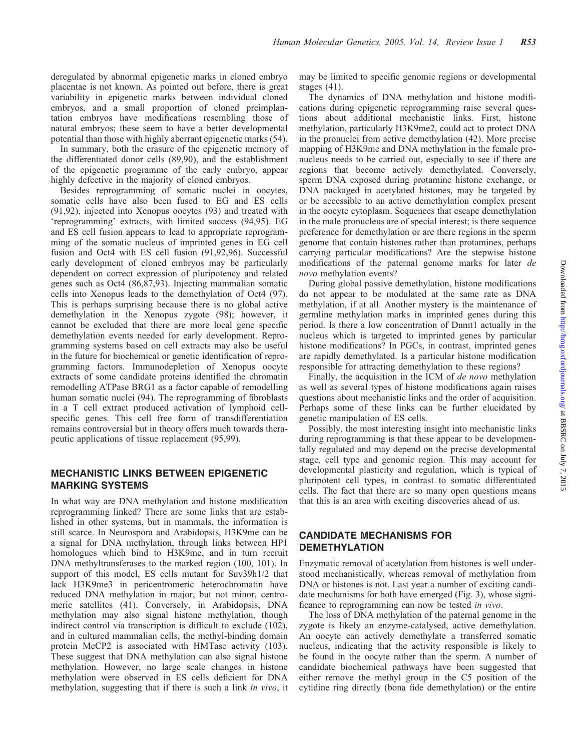deregulated by abnormal epigenetic marks in cloned embryo placentae is not known. As pointed out before, there is great variability in epigenetic marks between individual cloned embryos, and a small proportion of cloned preimplantation embryos have modifications resembling those of natural embryos; these seem to have a better developmental potential than those with highly aberrant epigenetic marks (54).

In summary, both the erasure of the epigenetic memory of the differentiated donor cells (89,90), and the establishment of the epigenetic programme of the early embryo, appear highly defective in the majority of cloned embryos.

Besides reprogramming of somatic nuclei in oocytes, somatic cells have also been fused to EG and ES cells (91,92), injected into Xenopus oocytes (93) and treated with 'reprogramming' extracts, with limited success (94,95). EG and ES cell fusion appears to lead to appropriate reprogramming of the somatic nucleus of imprinted genes in EG cell fusion and Oct4 with ES cell fusion (91,92,96). Successful early development of cloned embryos may be particularly dependent on correct expression of pluripotency and related genes such as Oct4 (86,87,93). Injecting mammalian somatic cells into Xenopus leads to the demethylation of Oct4 (97). This is perhaps surprising because there is no global active demethylation in the Xenopus zygote (98); however, it cannot be excluded that there are more local gene specific demethylation events needed for early development. Reprogramming systems based on cell extracts may also be useful in the future for biochemical or genetic identification of reprogramming factors. Immunodepletion of Xenopus oocyte extracts of some candidate proteins identified the chromatin remodelling ATPase BRG1 as a factor capable of remodelling human somatic nuclei (94). The reprogramming of fibroblasts in a T cell extract produced activation of lymphoid cell-specific genes. This cell free form of transdifferentiation remains controversial but in theory offers much towards therapeutic applications of tissue replacement (95,99).

## MECHANISTIC LINKS BETWEEN EPIGENETIC MARKING SYSTEMS

In what way are DNA methylation and histone modification reprogramming linked? There are some links that are established in other systems, but in mammals, the information is still scarce. In Neurospora and Arabidopsis, H3K9me can be a signal for DNA methylation, through links between HP1 homologues which bind to H3K9me, and in turn recruit DNA methyltransferases to the marked region (100, 101). In support of this model, ES cells mutant for Suv39h1/2 that lack H3K9me3 in pericentromeric heterochromatin have reduced DNA methylation in major, but not minor, centromeric satellites (41). Conversely, in Arabidopsis, DNA methylation may also signal histone methylation, though indirect control via transcription is difficult to exclude (102), and in cultured mammalian cells, the methyl-binding domain protein MeCP2 is associated with HMTase activity (103). These suggest that DNA methylation can also signal histone methylation. However, no large scale changes in histone methylation were observed in ES cells deficient for DNA methylation, suggesting that if there is such a link *in vivo*, it may be limited to specific genomic regions or developmental stages (41).

The dynamics of DNA methylation and histone modifications during epigenetic reprogramming raise several questions about additional mechanistic links. First, histone methylation, particularly H3K9me2, could act to protect DNA in the pronuclei from active demethylation (42). More precise mapping of H3K9me and DNA methylation in the female pronucleus needs to be carried out, especially to see if there are regions that become actively demethylated. Conversely, sperm DNA exposed during protamine histone exchange, or DNA packaged in acetylated histones, may be targeted by or be accessible to an active demethylation complex present in the oocyte cytoplasm. Sequences that escape demethylation in the male pronucleus are of special interest; is there sequence preference for demethylation or are there regions in the sperm genome that contain histones rather than protamines, perhaps carrying particular modifications? Are the stepwise histone modifications of the paternal genome marks for later *de novo* methylation events?

During global passive demethylation, histone modifications do not appear to be modulated at the same rate as DNA methylation, if at all. Another mystery is the maintenance of germline methylation marks in imprinted genes during this period. Is there a low concentration of Dnmt1 actually in the nucleus which is targeted to imprinted genes by particular histone modifications? In PGCs, in contrast, imprinted genes are rapidly demethylated. Is a particular histone modification responsible for attracting demethylation to these regions?

Finally, the acquisition in the ICM of *de novo* methylation as well as several types of histone modifications again raises questions about mechanistic links and the order of acquisition. Perhaps some of these links can be further elucidated by genetic manipulation of ES cells.

Possibly, the most interesting insight into mechanistic links during reprogramming is that these appear to be developmentally regulated and may depend on the precise developmental stage, cell type and genomic region. This may account for developmental plasticity and regulation, which is typical of pluripotent cell types, in contrast to somatic differentiated cells. The fact that there are so many open questions means that this is an area with exciting discoveries ahead of us.

## CANDIDATE MECHANISMS FOR DEMETHYLATION

Enzymatic removal of acetylation from histones is well understood mechanistically, whereas removal of methylation from DNA or histones is not. Last year a number of exciting candidate mechanisms for both have emerged (Fig. 3), whose significance to reprogramming can now be tested *in vivo*.

The loss of DNA methylation of the paternal genome in the zygote is likely an enzyme-catalysed, active demethylation. An oocyte can actively demethylate a transferred somatic nucleus, indicating that the activity responsible is likely to be found in the oocyte rather than the sperm. A number of candidate biochemical pathways have been suggested that either remove the methyl group in the C5 position of the cytidine ring directly (bona fide demethylation) or the entire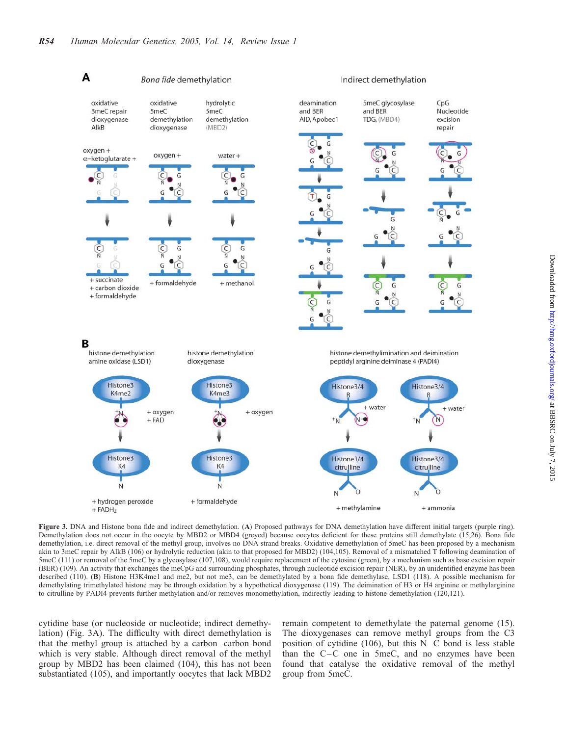**Figure 3.** DNA and Histone bona fide and indirect demethylation. (**A**) Proposed pathways for DNA demethylation have different initial targets (purple ring). Demethylation does not occur in the oocyte by MBD2 or MBD4 (greyed) because oocytes deficient for these proteins still demethylate (15,26). Bona fide demethylation, i.e. direct removal of the methyl group, involves no DNA strand breaks. Oxidative demethylation of 5meC has been proposed by a mechanism akin to 3meC repair by AlkB (106) or hydrolytic reduction (akin to that proposed for MBD2) (104,105). Removal of a mismatched T following deamination of 5meC (111) or removal of the 5meC by a glycosylase (107,108), would require replacement of the cytosine (green), by a mechanism such as base excision repair (BER) (109). An activity that exchanges the meCpG and surrounding phosphates, through nucleotide excision repair (NER), by an unidentified enzyme has been described (110). (**B**) Histone H3K4me1 and me2, but not me3, can be demethylated by a bona fide demethylase, LSD1 (118). A possible mechanism for demethylating trimethylated histone may be through oxidation by a hypothetical dioxygenase (119). The deimination of H3 or H4 arginine or methylarginine to citrulline by PADI4 prevents further methylation and/or removes monomethylation, indirectly leading to histone demethylation (120,121).

cytidine base (or nucleoside or nucleotide; indirect demethylation) (Fig. 3A). The difficulty with direct demethylation is that the methyl group is attached by a carbon–carbon bond which is very stable. Although direct removal of the methyl group by MBD2 has been claimed (104), this has not been substantiated (105), and importantly oocytes that lack MBD2 remain competent to demethylate the paternal genome (15). The dioxygenases can remove methyl groups from the C3 position of cytidine (106), but this N–C bond is less stable than the C–C one in 5meC, and no enzymes have been found that catalyse the oxidative removal of the methyl group from 5meC.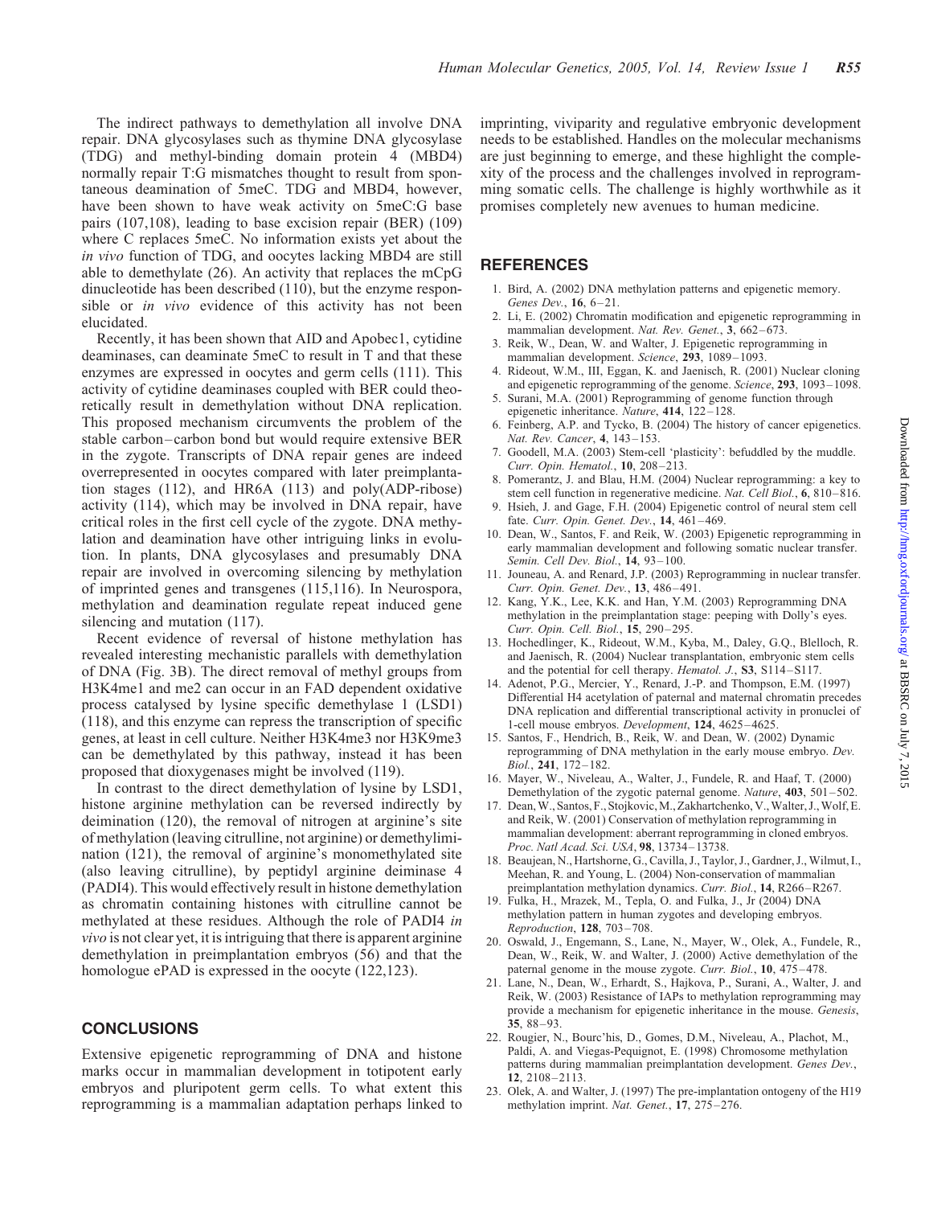The indirect pathways to demethylation all involve DNA repair. DNA glycosylases such as thymine DNA glycosylase (TDG) and methyl-binding domain protein 4 (MBD4) normally repair T:G mismatches thought to result from spontaneous deamination of 5meC. TDG and MBD4, however, have been shown to have weak activity on 5meC:G base pairs (107,108), leading to base excision repair (BER) (109) where C replaces 5meC. No information exists yet about the *in vivo* function of TDG, and oocytes lacking MBD4 are still able to demethylate (26). An activity that replaces the mCpG dinucleotide has been described (110), but the enzyme responsible or *in vivo* evidence of this activity has not been elucidated.

Recently, it has been shown that AID and Apobec1, cytidine deaminases, can deaminate 5meC to result in T and that these enzymes are expressed in oocytes and germ cells (111). This activity of cytidine deaminases coupled with BER could theoretically result in demethylation without DNA replication. This proposed mechanism circumvents the problem of the stable carbon–carbon bond but would require extensive BER in the zygote. Transcripts of DNA repair genes are indeed overrepresented in oocytes compared with later preimplantation stages (112), and HR6A (113) and poly(ADP-ribose) activity (114), which may be involved in DNA repair, have critical roles in the first cell cycle of the zygote. DNA methylation and deamination have other intriguing links in evolution. In plants, DNA glycosylases and presumably DNA repair are involved in overcoming silencing by methylation of imprinted genes and transgenes (115,116). In Neurospora, methylation and deamination regulate repeat induced gene silencing and mutation (117).

Recent evidence of reversal of histone methylation has revealed interesting mechanistic parallels with demethylation of DNA (Fig. 3B). The direct removal of methyl groups from H3K4me1 and me2 can occur in an FAD dependent oxidative process catalysed by lysine specific demethylase 1 (LSD1) (118), and this enzyme can repress the transcription of specific genes, at least in cell culture. Neither H3K4me3 nor H3K9me3 can be demethylated by this pathway, instead it has been proposed that dioxygenases might be involved (119).

In contrast to the direct demethylation of lysine by LSD1, histone arginine methylation can be reversed indirectly by deimination (120), the removal of nitrogen at arginine's site of methylation (leaving citrulline, not arginine) or demethylimination (121), the removal of arginine's monomethylated site (also leaving citrulline), by peptidyl arginine deiminase 4 (PADI4). This would effectively result in histone demethylation as chromatin containing histones with citrulline cannot be methylated at these residues. Although the role of PADI4 *in vivo* is not clear yet, it is intriguing that there is apparent arginine demethylation in preimplantation embryos (56) and that the homologue ePAD is expressed in the oocyte (122,123).

## CONCLUSIONS

Extensive epigenetic reprogramming of DNA and histone marks occur in mammalian development in totipotent early embryos and pluripotent germ cells. To what extent this reprogramming is a mammalian adaptation perhaps linked to imprinting, viviparity and regulative embryonic development needs to be established. Handles on the molecular mechanisms are just beginning to emerge, and these highlight the complexity of the process and the challenges involved in reprogramming somatic cells. The challenge is highly worthwhile as it promises completely new avenues to human medicine.

## REFERENCES

1. Bird, A. (2002) DNA methylation patterns and epigenetic memory. *Genes Dev.*, **16**, 6–21.
2. Li, E. (2002) Chromatin modification and epigenetic reprogramming in mammalian development. *Nat. Rev. Genet.*, **3**, 662–673.
3. Reik, W., Dean, W. and Walter, J. Epigenetic reprogramming in mammalian development. *Science*, **293**, 1089–1093.
4. Rideout, W.M., III, Eggan, K. and Jaenisch, R. (2001) Nuclear cloning and epigenetic reprogramming of the genome. *Science*, **293**, 1093–1098.
5. Surani, M.A. (2001) Reprogramming of genome function through epigenetic inheritance. *Nature*, **414**, 122–128.
6. Feinberg, A.P. and Tycko, B. (2004) The history of cancer epigenetics. *Nat. Rev. Cancer*, **4**, 143–153.
7. Goodell, M.A. (2003) Stem-cell 'plasticity': befuddled by the muddle. *Curr. Opin. Hematol.*, **10**, 208–213.
8. Pomerantz, J. and Blau, H.M. (2004) Nuclear reprogramming: a key to stem cell function in regenerative medicine. *Nat. Cell Biol.*, **6**, 810–816.
9. Hsieh, J. and Gage, F.H. (2004) Epigenetic control of neural stem cell fate. *Curr. Opin. Genet. Dev.*, **14**, 461–469.
10. Dean, W., Santos, F. and Reik, W. (2003) Epigenetic reprogramming in early mammalian development and following somatic nuclear transfer. *Semin. Cell Dev. Biol.*, **14**, 93–100.
11. Jouneau, A. and Renard, J.P. (2003) Reprogramming in nuclear transfer. *Curr. Opin. Genet. Dev.*, **13**, 486–491.
12. Kang, Y.K., Lee, K.K. and Han, Y.M. (2003) Reprogramming DNA methylation in the preimplantation stage: peeping with Dolly's eyes. *Curr. Opin. Cell. Biol.*, **15**, 290–295.
13. Hochedlinger, K., Rideout, W.M., Kyba, M., Daley, G.Q., Blelloch, R. and Jaenisch, R. (2004) Nuclear transplantation, embryonic stem cells and the potential for cell therapy. *Hematol. J.*, **S3**, S114–S117.
14. Adenot, P.G., Mercier, Y., Renard, J.-P. and Thompson, E.M. (1997) Differential H4 acetylation of paternal and maternal chromatin precedes DNA replication and differential transcriptional activity in pronuclei of 1-cell mouse embryos. *Development*, **124**, 4625–4625.
15. Santos, F., Hendrich, B., Reik, W. and Dean, W. (2002) Dynamic reprogramming of DNA methylation in the early mouse embryo. *Dev. Biol.*, **241**, 172–182.
16. Mayer, W., Niveleau, A., Walter, J., Fundele, R. and Haaf, T. (2000) Demethylation of the zygotic paternal genome. *Nature*, **403**, 501–502.
17. Dean, W., Santos, F., Stojkovic, M., Zakhartchenko, V., Walter, J., Wolf, E. and Reik, W. (2001) Conservation of methylation reprogramming in mammalian development: aberrant reprogramming in cloned embryos. *Proc. Natl Acad. Sci. USA*, **98**, 13734–13738.
18. Beaujean, N., Hartshorne, G., Cavilla, J., Taylor, J., Gardner, J., Wilmut, I., Meehan, R. and Young, L. (2004) Non-conservation of mammalian preimplantation methylation dynamics. *Curr. Biol.*, **14**, R266–R267.
19. Fulka, H., Mrazek, M., Tepla, O. and Fulka, J., Jr (2004) DNA methylation pattern in human zygotes and developing embryos. *Reproduction*, **128**, 703–708.
20. Oswald, J., Engemann, S., Lane, N., Mayer, W., Olek, A., Fundele, R., Dean, W., Reik, W. and Walter, J. (2000) Active demethylation of the paternal genome in the mouse zygote. *Curr. Biol.*, **10**, 475–478.
21. Lane, N., Dean, W., Erhardt, S., Hajkova, P., Surani, A., Walter, J. and Reik, W. (2003) Resistance of IAPs to methylation reprogramming may provide a mechanism for epigenetic inheritance in the mouse. *Genesis*, **35**, 88–93.
22. Rougier, N., Bourc'his, D., Gomes, D.M., Niveleau, A., Plachot, M., Paldi, A. and Viegas-Pequignot, E. (1998) Chromosome methylation patterns during mammalian preimplantation development. *Genes Dev.*, **12**, 2108–2113.
23. Olek, A. and Walter, J. (1997) The pre-implantation ontogeny of the H19 methylation imprint. *Nat. Genet.*, **17**, 275–276.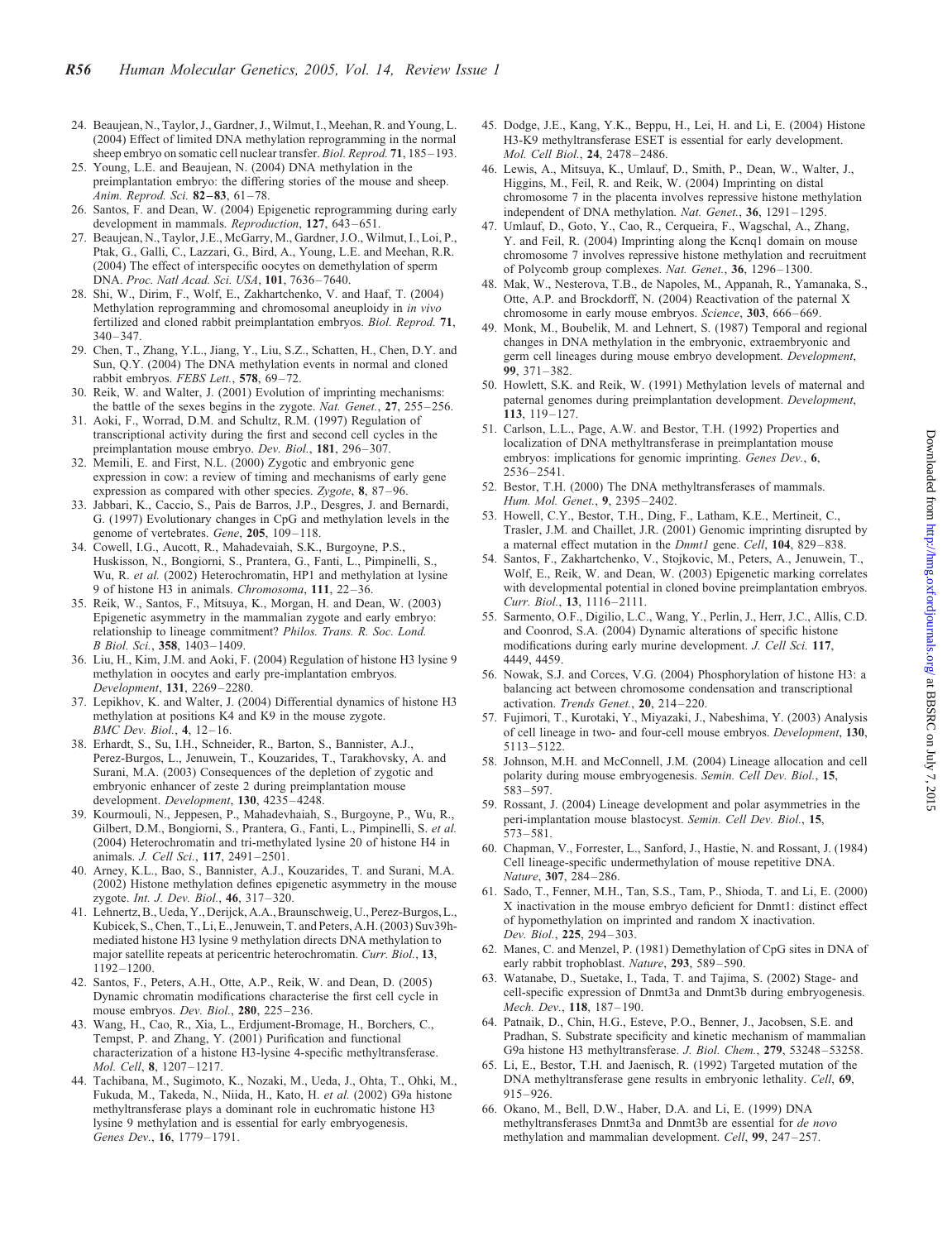24. Beaujean, N., Taylor, J., Gardner, J., Wilmut, I., Meehan, R. and Young, L. (2004) Effect of limited DNA methylation reprogramming in the normal sheep embryo on somatic cell nuclear transfer. *Biol. Reprod.* **71**, 185–193.
25. Young, L.E. and Beaujean, N. (2004) DNA methylation in the preimplantation embryo: the differing stories of the mouse and sheep. *Anim. Reprod. Sci.* **82–83**, 61–78.
26. Santos, F. and Dean, W. (2004) Epigenetic reprogramming during early development in mammals. *Reproduction*, **127**, 643–651.
27. Beaujean, N., Taylor, J.E., McGarry, M., Gardner, J.O., Wilmut, I., Loi, P., Ptak, G., Galli, C., Lazzari, G., Bird, A., Young, L.E. and Meehan, R.R. (2004) The effect of interspecific oocytes on demethylation of sperm DNA. *Proc. Natl Acad. Sci. USA*, **101**, 7636–7640.
28. Shi, W., Dirim, F., Wolf, E., Zakhartchenko, V. and Haaf, T. (2004) Methylation reprogramming and chromosomal aneuploidy in *in vivo* fertilized and cloned rabbit preimplantation embryos. *Biol. Reprod.* **71**, 340–347.
29. Chen, T., Zhang, Y.L., Jiang, Y., Liu, S.Z., Schatten, H., Chen, D.Y. and Sun, Q.Y. (2004) The DNA methylation events in normal and cloned rabbit embryos. *FEBS Lett.*, **578**, 69–72.
30. Reik, W. and Walter, J. (2001) Evolution of imprinting mechanisms: the battle of the sexes begins in the zygote. *Nat. Genet.*, **27**, 255–256.
31. Aoki, F., Worrad, D.M. and Schultz, R.M. (1997) Regulation of transcriptional activity during the first and second cell cycles in the preimplantation mouse embryo. *Dev. Biol.*, **181**, 296–307.
32. Memili, E. and First, N.L. (2000) Zygotic and embryonic gene expression in cow: a review of timing and mechanisms of early gene expression as compared with other species. *Zygote*, **8**, 87–96.
33. Jabbari, K., Caccio, S., Pais de Barros, J.P., Desgres, J. and Bernardi, G. (1997) Evolutionary changes in CpG and methylation levels in the genome of vertebrates. *Gene*, **205**, 109–118.
34. Cowell, I.G., Aucott, R., Mahadevaiah, S.K., Burgoyne, P.S., Huskisson, N., Bongiorni, S., Prantera, G., Fanti, L., Pimpinelli, S., Wu, R. *et al.* (2002) Heterochromatin, HP1 and methylation at lysine 9 of histone H3 in animals. *Chromosoma*, **111**, 22–36.
35. Reik, W., Santos, F., Mitsuya, K., Morgan, H. and Dean, W. (2003) Epigenetic asymmetry in the mammalian zygote and early embryo: relationship to lineage commitment? *Philos. Trans. R. Soc. Lond. B Biol. Sci.*, **358**, 1403–1409.
36. Liu, H., Kim, J.M. and Aoki, F. (2004) Regulation of histone H3 lysine 9 methylation in oocytes and early pre-implantation embryos. *Development*, **131**, 2269–2280.
37. Lepikhov, K. and Walter, J. (2004) Differential dynamics of histone H3 methylation at positions K4 and K9 in the mouse zygote. *BMC Dev. Biol.*, **4**, 12–16.
38. Erhardt, S., Su, I.H., Schneider, R., Barton, S., Bannister, A.J., Perez-Burgos, L., Jenuwein, T., Kouzarides, T., Tarakhovsky, A. and Surani, M.A. (2003) Consequences of the depletion of zygotic and embryonic enhancer of zeste 2 during preimplantation mouse development. *Development*, **130**, 4235–4248.
39. Kourmouli, N., Jeppesen, P., Mahadevhaiah, S., Burgoyne, P., Wu, R., Gilbert, D.M., Bongiorni, S., Prantera, G., Fanti, L., Pimpinelli, S. *et al.* (2004) Heterochromatin and tri-methylated lysine 20 of histone H4 in animals. *J. Cell Sci.*, **117**, 2491–2501.
40. Arney, K.L., Bao, S., Bannister, A.J., Kouzarides, T. and Surani, M.A. (2002) Histone methylation defines epigenetic asymmetry in the mouse zygote. *Int. J. Dev. Biol.*, **46**, 317–320.
41. Lehnertz, B., Ueda, Y., Derijck, A.A., Braunschweig, U., Perez-Burgos, L., Kubicek, S., Chen, T., Li, E., Jenuwein, T. and Peters, A.H. (2003) Suv39h-mediated histone H3 lysine 9 methylation directs DNA methylation to major satellite repeats at pericentric heterochromatin. *Curr. Biol.*, **13**, 1192–1200.
42. Santos, F., Peters, A.H., Otte, A.P., Reik, W. and Dean, W. (2005) Dynamic chromatin modifications characterise the first cell cycle in mouse embryos. *Dev. Biol.*, **280**, 225–236.
43. Wang, H., Cao, R., Xia, L., Erdjument-Bromage, H., Borchers, C., Tempst, P. and Zhang, Y. (2001) Purification and functional characterization of a histone H3-lysine 4-specific methyltransferase. *Mol. Cell*, **8**, 1207–1217.
44. Tachibana, M., Sugimoto, K., Nozaki, M., Ueda, J., Ohta, T., Ohki, M., Fukuda, M., Takeda, N., Niida, H., Kato, H. *et al.* (2002) G9a histone methyltransferase plays a dominant role in euchromatic histone H3 lysine 9 methylation and is essential for early embryogenesis. *Genes Dev.*, **16**, 1779–1791.
45. Dodge, J.E., Kang, Y.K., Beppu, H., Lei, H. and Li, E. (2004) Histone H3-K9 methyltransferase ESET is essential for early development. *Mol. Cell Biol.*, **24**, 2478–2486.
46. Lewis, A., Mitsuya, K., Umlauf, D., Smith, P., Dean, W., Walter, J., Higgins, M., Feil, R. and Reik, W. (2004) Imprinting on distal chromosome 7 in the placenta involves repressive histone methylation independent of DNA methylation. *Nat. Genet.*, **36**, 1291–1295.
47. Umlauf, D., Goto, Y., Cao, R., Cerqueira, F., Wagschal, A., Zhang, Y. and Feil, R. (2004) Imprinting along the Kcnq1 domain on mouse chromosome 7 involves repressive histone methylation and recruitment of Polycomb group complexes. *Nat. Genet.*, **36**, 1296–1300.
48. Mak, W., Nesterova, T.B., de Napoles, M., Appanah, R., Yamanaka, S., Otte, A.P. and Brockdorff, N. (2004) Reactivation of the paternal X chromosome in early mouse embryos. *Science*, **303**, 666–669.
49. Monk, M., Boubelik, M. and Lehnert, S. (1987) Temporal and regional changes in DNA methylation in the embryonic, extraembryonic and germ cell lineages during mouse embryo development. *Development*, **99**, 371–382.
50. Howlett, S.K. and Reik, W. (1991) Methylation levels of maternal and paternal genomes during preimplantation development. *Development*, **113**, 119–127.
51. Carlson, L.L., Page, A.W. and Bestor, T.H. (1992) Properties and localization of DNA methyltransferase in preimplantation mouse embryos: implications for genomic imprinting. *Genes Dev.*, **6**, 2536–2541.
52. Bestor, T.H. (2000) The DNA methyltransferases of mammals. *Hum. Mol. Genet.*, **9**, 2395–2402.
53. Howell, C.Y., Bestor, T.H., Ding, F., Latham, K.E., Mertineit, C., Trasler, J.M. and Chaillet, J.R. (2001) Genomic imprinting disrupted by a maternal effect mutation in the *Dnmt1* gene. *Cell*, **104**, 829–838.
54. Santos, F., Zakhartchenko, V., Stojkovic, M., Peters, A., Jenuwein, T., Wolf, E., Reik, W. and Dean, W. (2003) Epigenetic marking correlates with developmental potential in cloned bovine preimplantation embryos. *Curr. Biol.*, **13**, 1116–2111.
55. Sarmento, O.F., Digilio, L.C., Wang, Y., Perlin, J., Herr, J.C., Allis, C.D. and Coonrod, S.A. (2004) Dynamic alterations of specific histone modifications during early murine development. *J. Cell Sci.* **117**, 4449, 4459.
56. Nowak, S.J. and Corces, V.G. (2004) Phosphorylation of histone H3: a balancing act between chromosome condensation and transcriptional activation. *Trends Genet.*, **20**, 214–220.
57. Fujimori, T., Kurotaki, Y., Miyazaki, J., Nabeshima, Y. (2003) Analysis of cell lineage in two- and four-cell mouse embryos. *Development*, **130**, 5113–5122.
58. Johnson, M.H. and McConnell, J.M. (2004) Lineage allocation and cell polarity during mouse embryogenesis. *Semin. Cell Dev. Biol.*, **15**, 583–597.
59. Rossant, J. (2004) Lineage development and polar asymmetries in the peri-implantation mouse blastocyst. *Semin. Cell Dev. Biol.*, **15**, 573–581.
60. Chapman, V., Forrester, L., Sanford, J., Hastie, N. and Rossant, J. (1984) Cell lineage-specific undermethylation of mouse repetitive DNA. *Nature*, **307**, 284–286.
61. Sado, T., Fenner, M.H., Tan, S.S., Tam, P., Shioda, T. and Li, E. (2000) X inactivation in the mouse embryo deficient for Dnmt1: distinct effect of hypomethylation on imprinted and random X inactivation. *Dev. Biol.*, **225**, 294–303.
62. Manes, C. and Menzel, P. (1981) Demethylation of CpG sites in DNA of early rabbit trophoblast. *Nature*, **293**, 589–590.
63. Watanabe, D., Suetake, I., Tada, T. and Tajima, S. (2002) Stage- and cell-specific expression of Dnmt3a and Dnmt3b during embryogenesis. *Mech. Dev.*, **118**, 187–190.
64. Patnaik, D., Chin, H.G., Esteve, P.O., Benner, J., Jacobsen, S.E. and Pradhan, S. Substrate specificity and kinetic mechanism of mammalian G9a histone H3 methyltransferase. *J. Biol. Chem.*, **279**, 53248–53258.
65. Li, E., Bestor, T.H. and Jaenisch, R. (1992) Targeted mutation of the DNA methyltransferase gene results in embryonic lethality. *Cell*, **69**, 915–926.
66. Okano, M., Bell, D.W., Haber, D.A. and Li, E. (1999) DNA methyltransferases Dnmt3a and Dnmt3b are essential for *de novo* methylation and mammalian development. *Cell*, **99**, 247–257.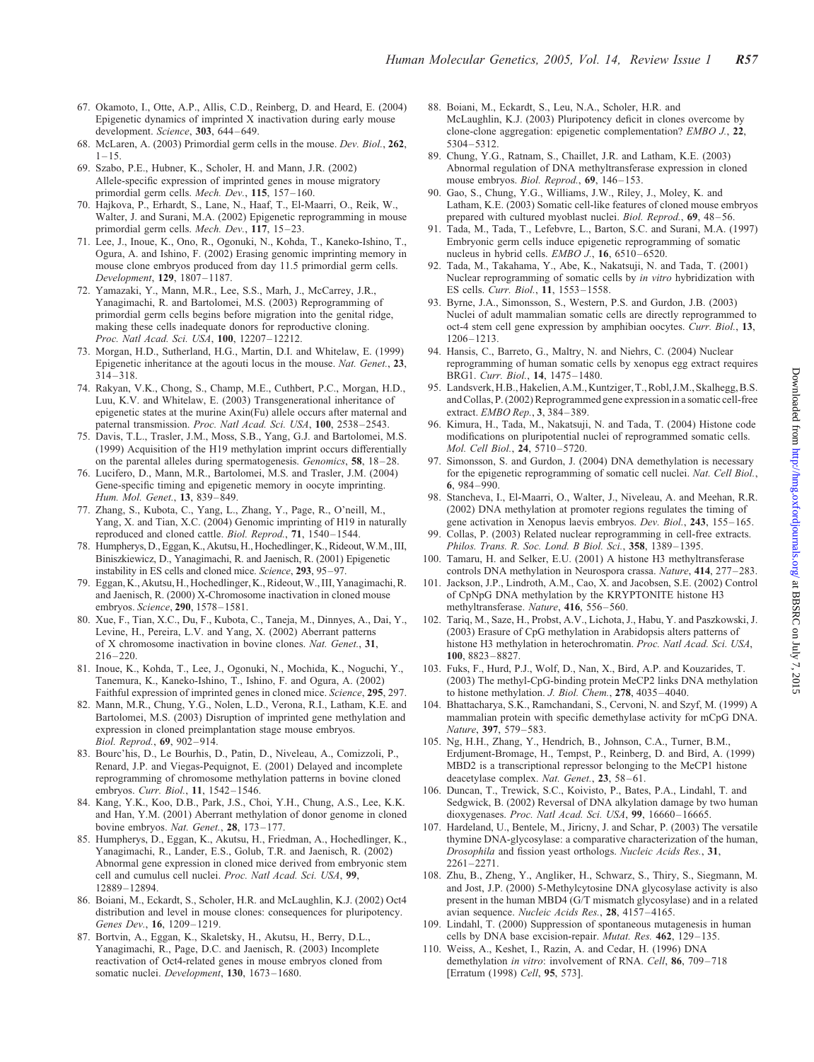67. Okamoto, I., Otte, A.P., Allis, C.D., Reinberg, D. and Heard, E. (2004) Epigenetic dynamics of imprinted X inactivation during early mouse development. *Science*, **303**, 644–649.
68. McLaren, A. (2003) Primordial germ cells in the mouse. *Dev. Biol.*, **262**, 1–15.
69. Szabo, P.E., Hubner, K., Scholer, H. and Mann, J.R. (2002) Allele-specific expression of imprinted genes in mouse migratory primordial germ cells. *Mech. Dev.*, **115**, 157–160.
70. Hajkova, P., Erhardt, S., Lane, N., Haaf, T., El-Maarri, O., Reik, W., Walter, J. and Surani, M.A. (2002) Epigenetic reprogramming in mouse primordial germ cells. *Mech. Dev.*, **117**, 15–23.
71. Lee, J., Inoue, K., Ono, R., Ogonuki, N., Kohda, T., Kaneko-Ishino, T., Ogura, A. and Ishino, F. (2002) Erasing genomic imprinting memory in mouse clone embryos produced from day 11.5 primordial germ cells. *Development*, **129**, 1807–1187.
72. Yamazaki, Y., Mann, M.R., Lee, S.S., Marh, J., McCarrey, J.R., Yanagimachi, R. and Bartolomei, M.S. (2003) Reprogramming of primordial germ cells begins before migration into the genital ridge, making these cells inadequate donors for reproductive cloning. *Proc. Natl Acad. Sci. USA*, **100**, 12207–12212.
73. Morgan, H.D., Sutherland, H.G., Martin, D.I. and Whitelaw, E. (1999) Epigenetic inheritance at the agouti locus in the mouse. *Nat. Genet.*, **23**, 314–318.
74. Rakyan, V.K., Chong, S., Champ, M.E., Cuthbert, P.C., Morgan, H.D., Luu, K.V. and Whitelaw, E. (2003) Transgenerational inheritance of epigenetic states at the murine Axin(Fu) allele occurs after maternal and paternal transmission. *Proc. Natl Acad. Sci. USA*, **100**, 2538–2543.
75. Davis, T.L., Trasler, J.M., Moss, S.B., Yang, G.J. and Bartolomei, M.S. (1999) Acquisition of the H19 methylation imprint occurs differentially on the parental alleles during spermatogenesis. *Genomics*, **58**, 18–28.
76. Lucifero, D., Mann, M.R., Bartolomei, M.S. and Trasler, J.M. (2004) Gene-specific timing and epigenetic memory in oocyte imprinting. *Hum. Mol. Genet.*, **13**, 839–849.
77. Zhang, S., Kubota, C., Yang, L., Zhang, Y., Page, R., O'neill, M., Yang, X. and Tian, X.C. (2004) Genomic imprinting of H19 in naturally reproduced and cloned cattle. *Biol. Reprod.*, **71**, 1540–1544.
78. Humpherys, D., Eggan, K., Akutsu, H., Hochedlinger, K., Rideout, W.M., III, Biniszkiewicz, D., Yanagimachi, R. and Jaenisch, R. (2001) Epigenetic instability in ES cells and cloned mice. *Science*, **293**, 95–97.
79. Eggan, K., Akutsu, H., Hochedlinger, K., Rideout, W., III, Yanagimachi, R. and Jaenisch, R. (2000) X-Chromosome inactivation in cloned mouse embryos. *Science*, **290**, 1578–1581.
80. Xue, F., Tian, X.C., Du, F., Kubota, C., Taneja, M., Dinnyes, A., Dai, Y., Levine, H., Pereira, L.V. and Yang, X. (2002) Aberrant patterns of X chromosome inactivation in bovine clones. *Nat. Genet.*, **31**, 216–220.
81. Inoue, K., Kohda, T., Lee, J., Ogonuki, N., Mochida, K., Noguchi, Y., Tanemura, K., Kaneko-Ishino, T., Ishino, F. and Ogura, A. (2002) Faithful expression of imprinted genes in cloned mice. *Science*, **295**, 297.
82. Mann, M.R., Chung, Y.G., Nolen, L.D., Verona, R.I., Latham, K.E. and Bartolomei, M.S. (2003) Disruption of imprinted gene methylation and expression in cloned preimplantation stage mouse embryos. *Biol. Reprod.*, **69**, 902–914.
83. Bourc'his, D., Le Bourhis, D., Patin, D., Niveleau, A., Comizzoli, P., Renard, J.P. and Viegas-Pequignot, E. (2001) Delayed and incomplete reprogramming of chromosome methylation patterns in bovine cloned embryos. *Curr. Biol.*, **11**, 1542–1546.
84. Kang, Y.K., Koo, D.B., Park, J.S., Choi, Y.H., Chung, A.S., Lee, K.K. and Han, Y.M. (2001) Aberrant methylation of donor genome in cloned bovine embryos. *Nat. Genet.*, **28**, 173–177.
85. Humpherys, D., Eggan, K., Akutsu, H., Friedman, A., Hochedlinger, K., Yanagimachi, R., Lander, E.S., Golub, T.R. and Jaenisch, R. (2002) Abnormal gene expression in cloned mice derived from embryonic stem cell and cumulus cell nuclei. *Proc. Natl Acad. Sci. USA*, **99**, 12889–12894.
86. Boiani, M., Eckardt, S., Scholer, H.R. and McLaughlin, K.J. (2002) Oct4 distribution and level in mouse clones: consequences for pluripotency. *Genes Dev.*, **16**, 1209–1219.
87. Bortvin, A., Eggan, K., Skaletsky, H., Akutsu, H., Berry, D.L., Yanagimachi, R., Page, D.C. and Jaenisch, R. (2003) Incomplete reactivation of Oct4-related genes in mouse embryos cloned from somatic nuclei. *Development*, **130**, 1673–1680.
88. Boiani, M., Eckardt, S., Leu, N.A., Scholer, H.R. and McLaughlin, K.J. (2003) Pluripotency deficit in clones overcome by clone-clone aggregation: epigenetic complementation? *EMBO J.*, **22**, 5304–5312.
89. Chung, Y.G., Ratnam, S., Chaillet, J.R. and Latham, K.E. (2003) Abnormal regulation of DNA methyltransferase expression in cloned mouse embryos. *Biol. Reprod.*, **69**, 146–153.
90. Gao, S., Chung, Y.G., Williams, J.W., Riley, J., Moley, K. and Latham, K.E. (2003) Somatic cell-like features of cloned mouse embryos prepared with cultured myoblast nuclei. *Biol. Reprod.*, **69**, 48–56.
91. Tada, M., Tada, T., Lefebvre, L., Barton, S.C. and Surani, M.A. (1997) Embryonic germ cells induce epigenetic reprogramming of somatic nucleus in hybrid cells. *EMBO J.*, **16**, 6510–6520.
92. Tada, M., Takahama, Y., Abe, K., Nakatsuji, N. and Tada, T. (2001) Nuclear reprogramming of somatic cells by *in vitro* hybridization with ES cells. *Curr. Biol.*, **11**, 1553–1558.
93. Byrne, J.A., Simonsson, S., Western, P.S. and Gurdon, J.B. (2003) Nuclei of adult mammalian somatic cells are directly reprogrammed to oct-4 stem cell gene expression by amphibian oocytes. *Curr. Biol.*, **13**, 1206–1213.
94. Hansis, C., Barreto, G., Maltry, N. and Niehrs, C. (2004) Nuclear reprogramming of human somatic cells by xenopus egg extract requires BRG1. *Curr. Biol.*, **14**, 1475–1480.
95. Landsverk, H.B., Hakelien, A.M., Kuntziger, T., Robl, J.M., Skalhegg, B.S. and Collas, P. (2002) Reprogrammed gene expression in a somatic cell-free extract. *EMBO Rep.*, **3**, 384–389.
96. Kimura, H., Tada, M., Nakatsuji, N. and Tada, T. (2004) Histone code modifications on pluripotential nuclei of reprogrammed somatic cells. *Mol. Cell Biol.*, **24**, 5710–5720.
97. Simonsson, S. and Gurdon, J. (2004) DNA demethylation is necessary for the epigenetic reprogramming of somatic cell nuclei. *Nat. Cell Biol.*, **6**, 984–990.
98. Stancheva, I., El-Maarri, O., Walter, J., Niveleau, A. and Meehan, R.R. (2002) DNA methylation at promoter regions regulates the timing of gene activation in Xenopus laevis embryos. *Dev. Biol.*, **243**, 155–165.
99. Collas, P. (2003) Related nuclear reprogramming in cell-free extracts. *Philos. Trans. R. Soc. Lond. B Biol. Sci.*, **358**, 1389–1395.
100. Tamaru, H. and Selker, E.U. (2001) A histone H3 methyltransferase controls DNA methylation in Neurospora crassa. *Nature*, **414**, 277–283.
101. Jackson, J.P., Lindroth, A.M., Cao, X. and Jacobsen, S.E. (2002) Control of CpNpG DNA methylation by the KRYPTONITE histone H3 methyltransferase. *Nature*, **416**, 556–560.
102. Tariq, M., Saze, H., Probst, A.V., Lichota, J., Habu, Y. and Paszkowski, J. (2003) Erasure of CpG methylation in Arabidopsis alters patterns of histone H3 methylation in heterochromatin. *Proc. Natl Acad. Sci. USA*, **100**, 8823–8827.
103. Fuks, F., Hurd, P.J., Wolf, D., Nan, X., Bird, A.P. and Kouzarides, T. (2003) The methyl-CpG-binding protein MeCP2 links DNA methylation to histone methylation. *J. Biol. Chem.*, **278**, 4035–4040.
104. Bhattacharya, S.K., Ramchandani, S., Cervoni, N. and Szyf, M. (1999) A mammalian protein with specific demethylase activity for mCpG DNA. *Nature*, **397**, 579–583.
105. Ng, H.H., Zhang, Y., Hendrich, B., Johnson, C.A., Turner, B.M., Erdjument-Bromage, H., Tempst, P., Reinberg, D. and Bird, A. (1999) MBD2 is a transcriptional repressor belonging to the MeCP1 histone deacetylase complex. *Nat. Genet.*, **23**, 58–61.
106. Duncan, T., Trewick, S.C., Koivisto, P., Bates, P.A., Lindahl, T. and Sedgwick, B. (2002) Reversal of DNA alkylation damage by two human dioxygenases. *Proc. Natl Acad. Sci. USA*, **99**, 16660–16665.
107. Hardeland, U., Bentele, M., Jiricny, J. and Schar, P. (2003) The versatile thymine DNA-glycosylase: a comparative characterization of the human, *Drosophila* and fission yeast orthologs. *Nucleic Acids Res.*, **31**, 2261–2271.
108. Zhu, B., Zheng, Y., Angliker, H., Schwarz, S., Thiry, S., Siegmann, M. and Jost, J.P. (2000) 5-Methylcytosine DNA glycosylase activity is also present in the human MBD4 (G/T mismatch glycosylase) and in a related avian sequence. *Nucleic Acids Res.*, **28**, 4157–4165.
109. Lindahl, T. (2000) Suppression of spontaneous mutagenesis in human cells by DNA base excision-repair. *Mutat. Res.* **462**, 129–135.
110. Weiss, A., Keshet, I., Razin, A. and Cedar, H. (1996) DNA demethylation *in vitro*: involvement of RNA. *Cell*, **86**, 709–718 [Erratum (1998) *Cell*, **95**, 573].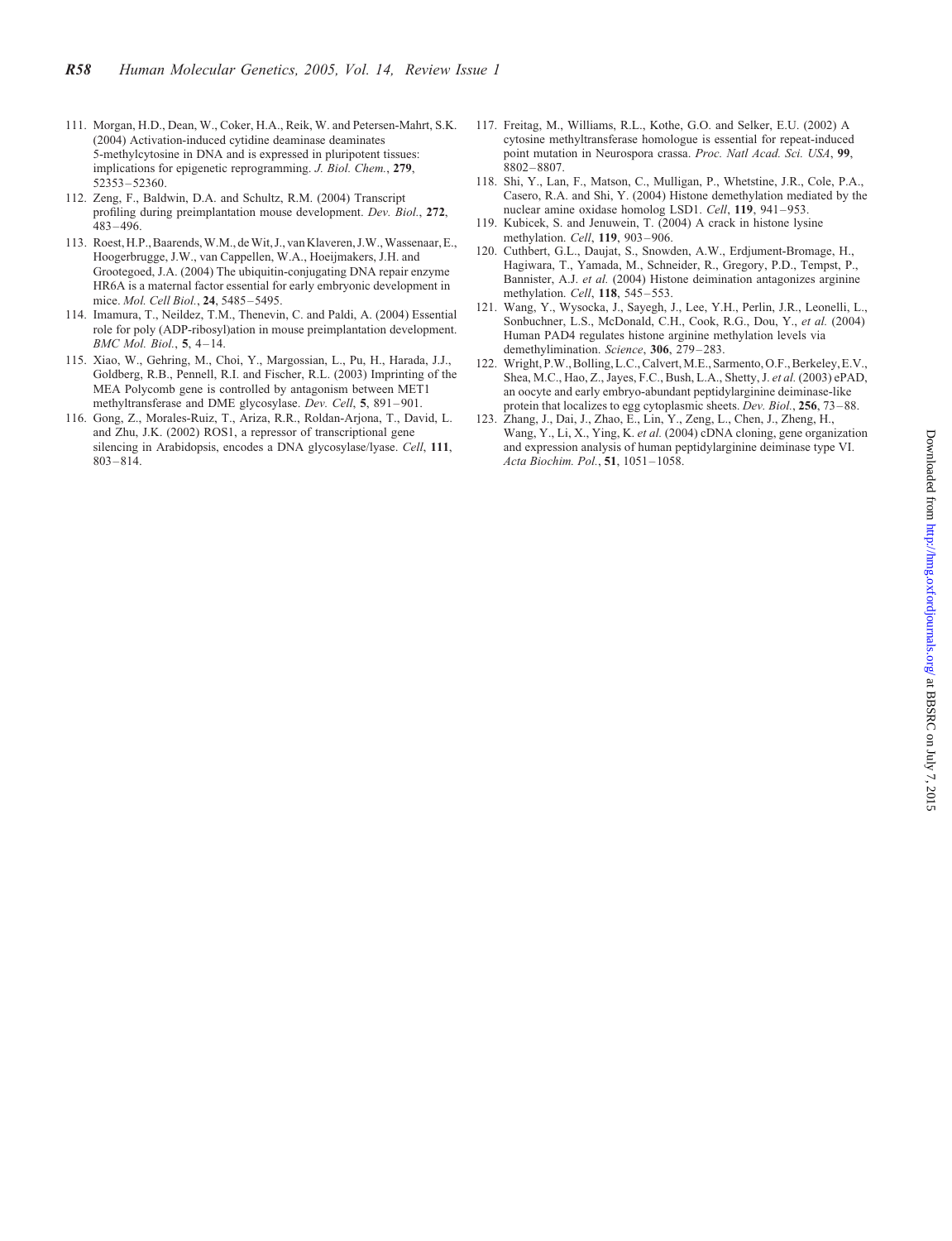111. Morgan, H.D., Dean, W., Coker, H.A., Reik, W. and Petersen-Mahrt, S.K. (2004) Activation-induced cytidine deaminase deaminates 5-methylcytosine in DNA and is expressed in pluripotent tissues: implications for epigenetic reprogramming. *J. Biol. Chem.*, **279**, 52353–52360.
112. Zeng, F., Baldwin, D.A. and Schultz, R.M. (2004) Transcript profiling during preimplantation mouse development. *Dev. Biol.*, **272**, 483–496.
113. Roest, H.P., Baarends, W.M., de Wit, J., van Klaveren, J.W., Wassenaar, E., Hoogerbrugge, J.W., van Cappellen, W.A., Hoeijmakers, J.H. and Grootegoed, J.A. (2004) The ubiquitin-conjugating DNA repair enzyme HR6A is a maternal factor essential for early embryonic development in mice. *Mol. Cell Biol.*, **24**, 5485–5495.
114. Imamura, T., Neildez, T.M., Thenevin, C. and Paldi, A. (2004) Essential role for poly (ADP-ribosyl)ation in mouse preimplantation development. *BMC Mol. Biol.*, **5**, 4–14.
115. Xiao, W., Gehring, M., Choi, Y., Margossian, L., Pu, H., Harada, J.J., Goldberg, R.B., Pennell, R.I. and Fischer, R.L. (2003) Imprinting of the MEA Polycomb gene is controlled by antagonism between MET1 methyltransferase and DME glycosylase. *Dev. Cell*, **5**, 891–901.
116. Gong, Z., Morales-Ruiz, T., Ariza, R.R., Roldan-Arjona, T., David, L. and Zhu, J.K. (2002) ROS1, a repressor of transcriptional gene silencing in Arabidopsis, encodes a DNA glycosylase/lyase. *Cell*, **111**, 803–814.
117. Freitag, M., Williams, R.L., Kothe, G.O. and Selker, E.U. (2002) A cytosine methyltransferase homologue is essential for repeat-induced point mutation in Neurospora crassa. *Proc. Natl Acad. Sci. USA*, **99**, 8802–8807.
118. Shi, Y., Lan, F., Matson, C., Mulligan, P., Whetstine, J.R., Cole, P.A., Casero, R.A. and Shi, Y. (2004) Histone demethylation mediated by the nuclear amine oxidase homolog LSD1. *Cell*, **119**, 941–953.
119. Kubicek, S. and Jenuwein, T. (2004) A crack in histone lysine methylation. *Cell*, **119**, 903–906.
120. Cuthbert, G.L., Daujat, S., Snowden, A.W., Erdjument-Bromage, H., Hagiwara, T., Yamada, M., Schneider, R., Gregory, P.D., Tempst, P., Bannister, A.J. *et al.* (2004) Histone deimination antagonizes arginine methylation. *Cell*, **118**, 545–553.
121. Wang, Y., Wysocka, J., Sayegh, J., Lee, Y.H., Perlin, J.R., Leonelli, L., Sonbuchner, L.S., McDonald, C.H., Cook, R.G., Dou, Y., *et al.* (2004) Human PAD4 regulates histone arginine methylation levels via demethylimination. *Science*, **306**, 279–283.
122. Wright, P.W., Bolling, L.C., Calvert, M.E., Sarmento, O.F., Berkeley, E.V., Shea, M.C., Hao, Z., Jayes, F.C., Bush, L.A., Shetty, J. *et al.* (2003) ePAD, an oocyte and early embryo-abundant peptidylarginine deiminase-like protein that localizes to egg cytoplasmic sheets. *Dev. Biol.*, **256**, 73–88.
123. Zhang, J., Dai, J., Zhao, E., Lin, Y., Zeng, L., Chen, J., Zheng, H., Wang, Y., Li, X., Ying, K. *et al.* (2004) cDNA cloning, gene organization and expression analysis of human peptidylarginine deiminase type VI. *Acta Biochim. Pol.*, **51**, 1051–1058.